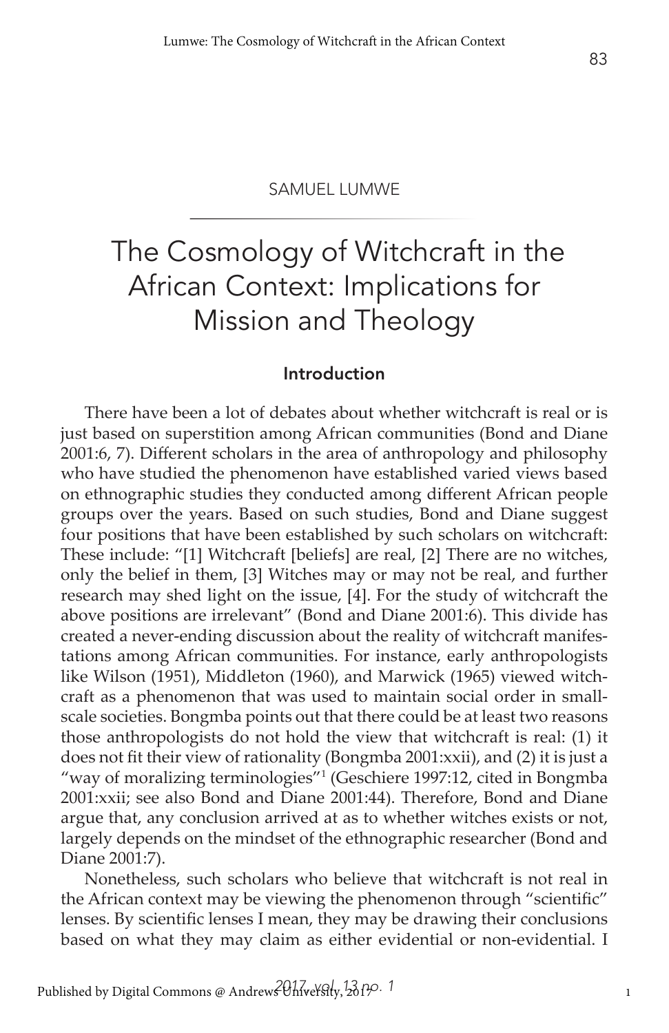SAMUEL LUMWE

# The Cosmology of Witchcraft in the African Context: Implications for Mission and Theology

## Introduction

There have been a lot of debates about whether witchcraft is real or is just based on superstition among African communities (Bond and Diane 2001:6, 7). Different scholars in the area of anthropology and philosophy who have studied the phenomenon have established varied views based on ethnographic studies they conducted among different African people groups over the years. Based on such studies, Bond and Diane suggest four positions that have been established by such scholars on witchcraft: These include: "[1] Witchcraft [beliefs] are real, [2] There are no witches, only the belief in them, [3] Witches may or may not be real, and further research may shed light on the issue, [4]. For the study of witchcraft the above positions are irrelevant" (Bond and Diane 2001:6). This divide has created a never-ending discussion about the reality of witchcraft manifestations among African communities. For instance, early anthropologists like Wilson (1951), Middleton (1960), and Marwick (1965) viewed witchcraft as a phenomenon that was used to maintain social order in small-scale societies. Bongmba points out that there could be at least two reasons those anthropologists do not hold the view that witchcraft is real: (1) it does not fit their view of rationality (Bongmba 2001:xxii), and (2) it is just a "way of moralizing terminologies"[1] (Geschiere 1997:12, cited in Bongmba 2001:xxii; see also Bond and Diane 2001:44). Therefore, Bond and Diane argue that, any conclusion arrived at as to whether witches exists or not, largely depends on the mindset of the ethnographic researcher (Bond and Diane 2001:7).

Nonetheless, such scholars who believe that witchcraft is not real in the African context may be viewing the phenomenon through "scientific" lenses. By scientific lenses I mean, they may be drawing their conclusions based on what they may claim as either evidential or non-evidential. I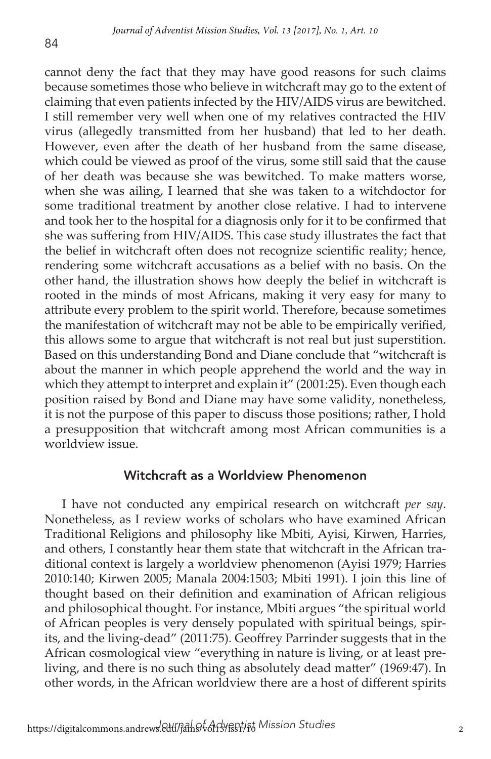cannot deny the fact that they may have good reasons for such claims because sometimes those who believe in witchcraft may go to the extent of claiming that even patients infected by the HIV/AIDS virus are bewitched. I still remember very well when one of my relatives contracted the HIV virus (allegedly transmitted from her husband) that led to her death. However, even after the death of her husband from the same disease, which could be viewed as proof of the virus, some still said that the cause of her death was because she was bewitched. To make matters worse, when she was ailing, I learned that she was taken to a witchdoctor for some traditional treatment by another close relative. I had to intervene and took her to the hospital for a diagnosis only for it to be confirmed that she was suffering from HIV/AIDS. This case study illustrates the fact that the belief in witchcraft often does not recognize scientific reality; hence, rendering some witchcraft accusations as a belief with no basis. On the other hand, the illustration shows how deeply the belief in witchcraft is rooted in the minds of most Africans, making it very easy for many to attribute every problem to the spirit world. Therefore, because sometimes the manifestation of witchcraft may not be able to be empirically verified, this allows some to argue that witchcraft is not real but just superstition. Based on this understanding Bond and Diane conclude that "witchcraft is about the manner in which people apprehend the world and the way in which they attempt to interpret and explain it" (2001:25). Even though each position raised by Bond and Diane may have some validity, nonetheless, it is not the purpose of this paper to discuss those positions; rather, I hold a presupposition that witchcraft among most African communities is a worldview issue.

## Witchcraft as a Worldview Phenomenon

I have not conducted any empirical research on witchcraft *per say*. Nonetheless, as I review works of scholars who have examined African Traditional Religions and philosophy like Mbiti, Ayisi, Kirwen, Harries, and others, I constantly hear them state that witchcraft in the African traditional context is largely a worldview phenomenon (Ayisi 1979; Harries 2010:140; Kirwen 2005; Manala 2004:1503; Mbiti 1991). I join this line of thought based on their definition and examination of African religious and philosophical thought. For instance, Mbiti argues "the spiritual world of African peoples is very densely populated with spiritual beings, spirits, and the living-dead" (2011:75). Geoffrey Parrinder suggests that in the African cosmological view "everything in nature is living, or at least preliving, and there is no such thing as absolutely dead matter" (1969:47). In other words, in the African worldview there are a host of different spirits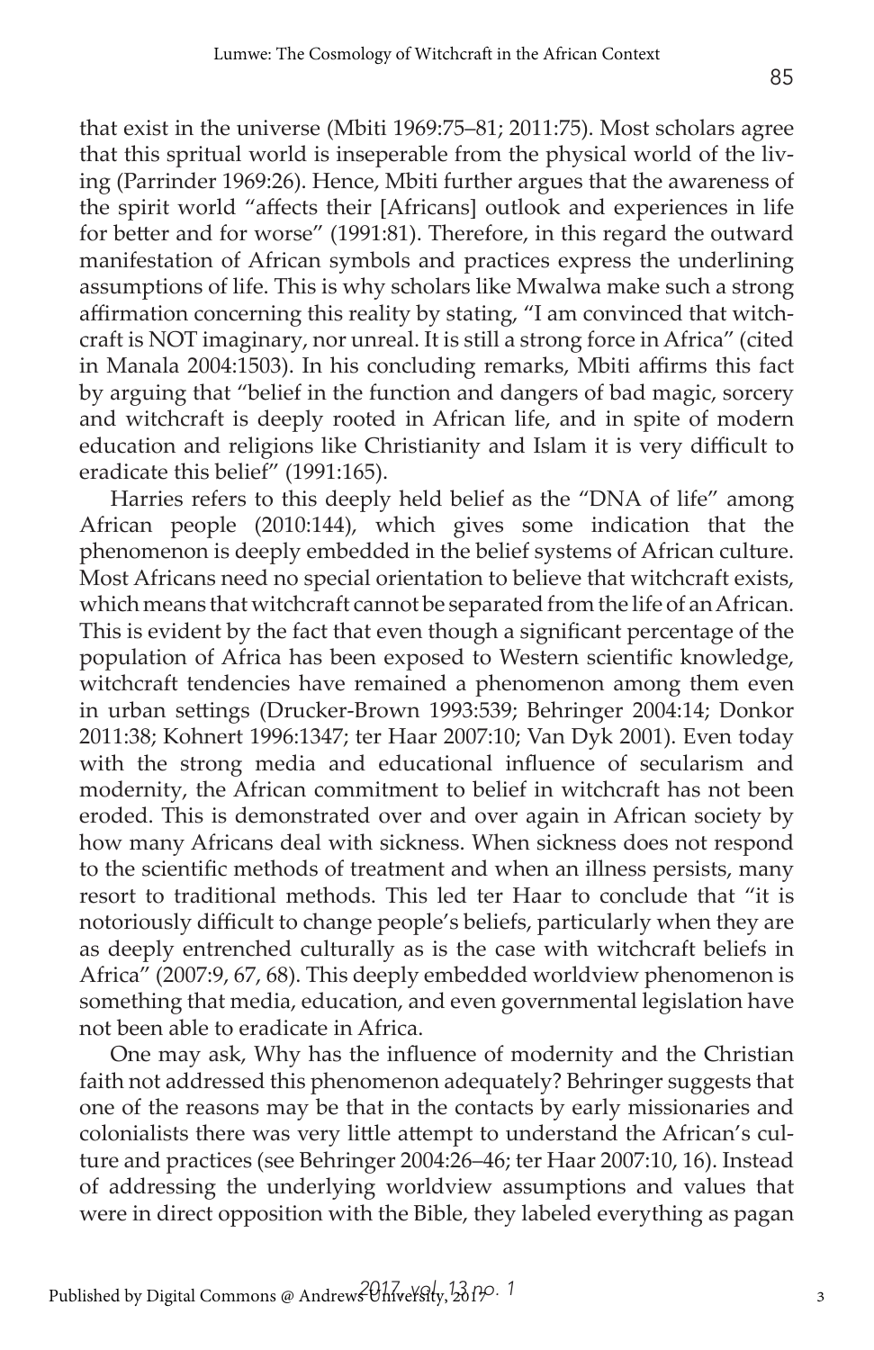that exist in the universe (Mbiti 1969:75–81; 2011:75). Most scholars agree that this spritual world is inseperable from the physical world of the living (Parrinder 1969:26). Hence, Mbiti further argues that the awareness of the spirit world "affects their [Africans] outlook and experiences in life for better and for worse" (1991:81). Therefore, in this regard the outward manifestation of African symbols and practices express the underlining assumptions of life. This is why scholars like Mwalwa make such a strong affirmation concerning this reality by stating, "I am convinced that witchcraft is NOT imaginary, nor unreal. It is still a strong force in Africa" (cited in Manala 2004:1503). In his concluding remarks, Mbiti affirms this fact by arguing that "belief in the function and dangers of bad magic, sorcery and witchcraft is deeply rooted in African life, and in spite of modern education and religions like Christianity and Islam it is very difficult to eradicate this belief" (1991:165).

Harries refers to this deeply held belief as the "DNA of life" among African people (2010:144), which gives some indication that the phenomenon is deeply embedded in the belief systems of African culture. Most Africans need no special orientation to believe that witchcraft exists, which means that witchcraft cannot be separated from the life of an African. This is evident by the fact that even though a significant percentage of the population of Africa has been exposed to Western scientific knowledge, witchcraft tendencies have remained a phenomenon among them even in urban settings (Drucker-Brown 1993:539; Behringer 2004:14; Donkor 2011:38; Kohnert 1996:1347; ter Haar 2007:10; Van Dyk 2001). Even today with the strong media and educational influence of secularism and modernity, the African commitment to belief in witchcraft has not been eroded. This is demonstrated over and over again in African society by how many Africans deal with sickness. When sickness does not respond to the scientific methods of treatment and when an illness persists, many resort to traditional methods. This led ter Haar to conclude that "it is notoriously difficult to change people's beliefs, particularly when they are as deeply entrenched culturally as is the case with witchcraft beliefs in Africa" (2007:9, 67, 68). This deeply embedded worldview phenomenon is something that media, education, and even governmental legislation have not been able to eradicate in Africa.

One may ask, Why has the influence of modernity and the Christian faith not addressed this phenomenon adequately? Behringer suggests that one of the reasons may be that in the contacts by early missionaries and colonialists there was very little attempt to understand the African's culture and practices (see Behringer 2004:26–46; ter Haar 2007:10, 16). Instead of addressing the underlying worldview assumptions and values that were in direct opposition with the Bible, they labeled everything as pagan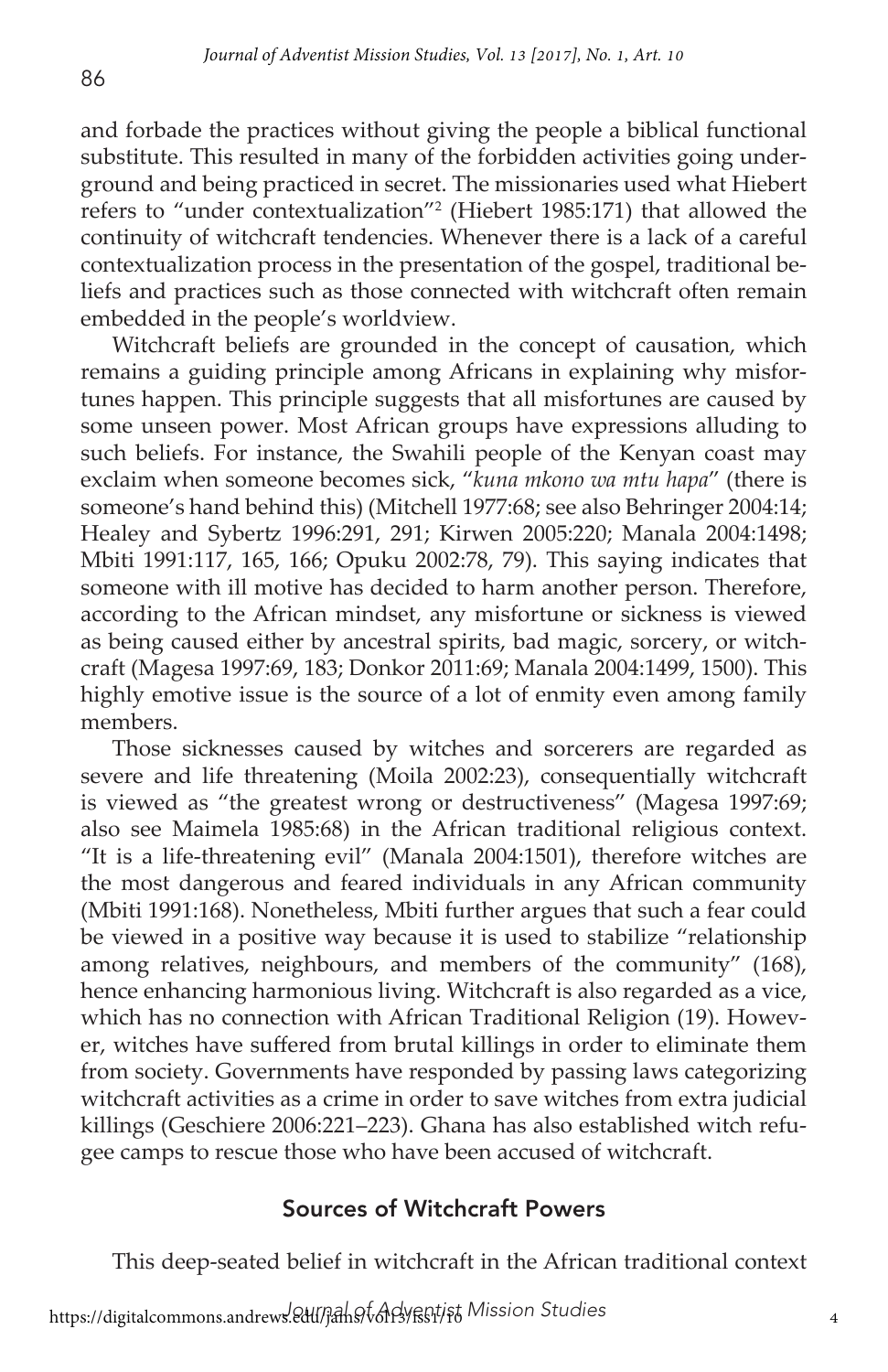and forbade the practices without giving the people a biblical functional substitute. This resulted in many of the forbidden activities going underground and being practiced in secret. The missionaries used what Hiebert refers to "under contextualization"[2] (Hiebert 1985:171) that allowed the continuity of witchcraft tendencies. Whenever there is a lack of a careful contextualization process in the presentation of the gospel, traditional beliefs and practices such as those connected with witchcraft often remain embedded in the people's worldview.

Witchcraft beliefs are grounded in the concept of causation, which remains a guiding principle among Africans in explaining why misfortunes happen. This principle suggests that all misfortunes are caused by some unseen power. Most African groups have expressions alluding to such beliefs. For instance, the Swahili people of the Kenyan coast may exclaim when someone becomes sick, "*kuna mkono wa mtu hapa*" (there is someone's hand behind this) (Mitchell 1977:68; see also Behringer 2004:14; Healey and Sybertz 1996:291, 291; Kirwen 2005:220; Manala 2004:1498; Mbiti 1991:117, 165, 166; Opuku 2002:78, 79). This saying indicates that someone with ill motive has decided to harm another person. Therefore, according to the African mindset, any misfortune or sickness is viewed as being caused either by ancestral spirits, bad magic, sorcery, or witchcraft (Magesa 1997:69, 183; Donkor 2011:69; Manala 2004:1499, 1500). This highly emotive issue is the source of a lot of enmity even among family members.

Those sicknesses caused by witches and sorcerers are regarded as severe and life threatening (Moila 2002:23), consequentially witchcraft is viewed as "the greatest wrong or destructiveness" (Magesa 1997:69; also see Maimela 1985:68) in the African traditional religious context. "It is a life-threatening evil" (Manala 2004:1501), therefore witches are the most dangerous and feared individuals in any African community (Mbiti 1991:168). Nonetheless, Mbiti further argues that such a fear could be viewed in a positive way because it is used to stabilize "relationship among relatives, neighbours, and members of the community" (168), hence enhancing harmonious living. Witchcraft is also regarded as a vice, which has no connection with African Traditional Religion (19). However, witches have suffered from brutal killings in order to eliminate them from society. Governments have responded by passing laws categorizing witchcraft activities as a crime in order to save witches from extra judicial killings (Geschiere 2006:221–223). Ghana has also established witch refugee camps to rescue those who have been accused of witchcraft.

## Sources of Witchcraft Powers

This deep-seated belief in witchcraft in the African traditional context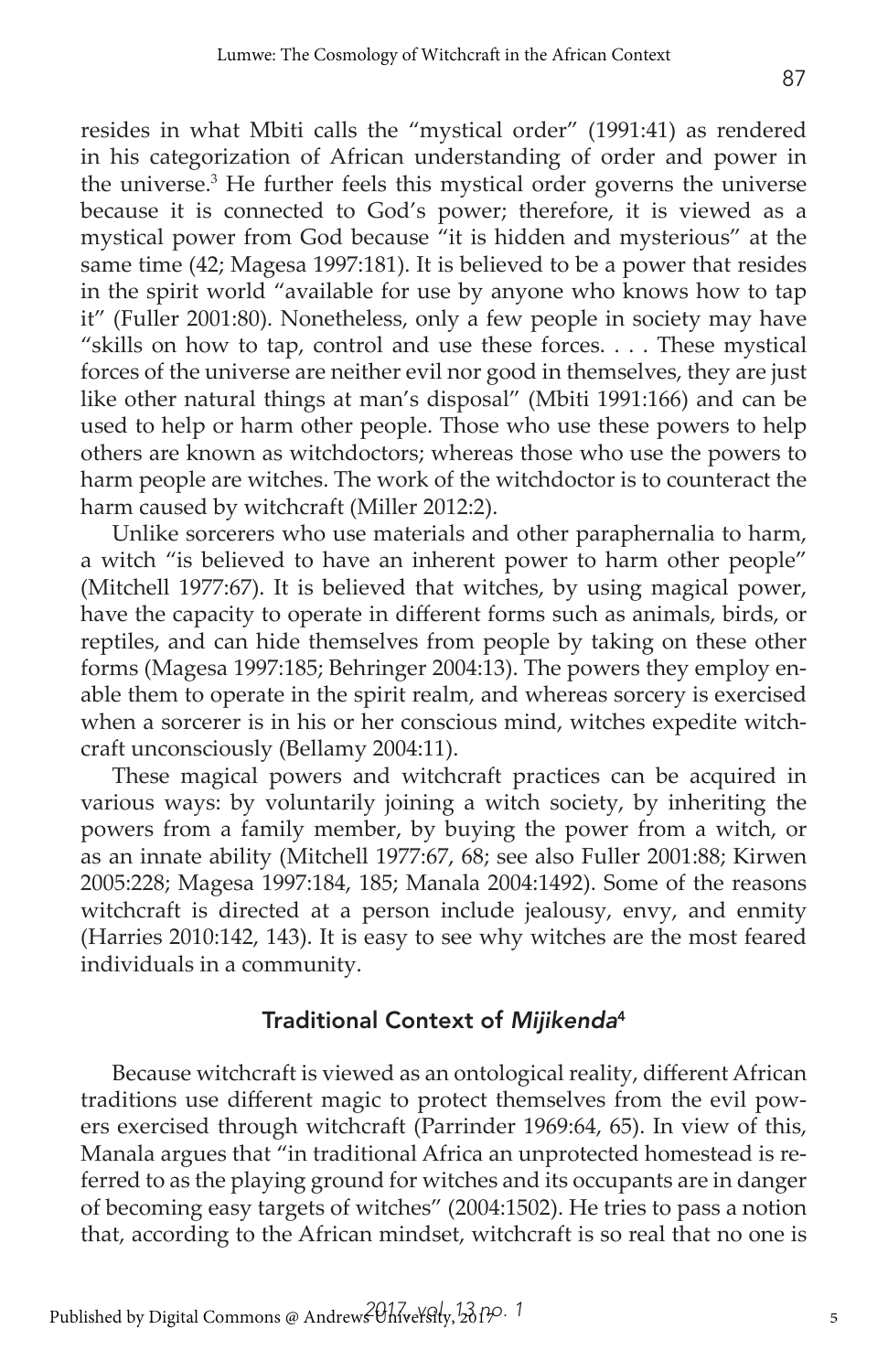resides in what Mbiti calls the "mystical order" (1991:41) as rendered in his categorization of African understanding of order and power in the universe.[3] He further feels this mystical order governs the universe because it is connected to God's power; therefore, it is viewed as a mystical power from God because "it is hidden and mysterious" at the same time (42; Magesa 1997:181). It is believed to be a power that resides in the spirit world "available for use by anyone who knows how to tap it" (Fuller 2001:80). Nonetheless, only a few people in society may have "skills on how to tap, control and use these forces. . . . These mystical forces of the universe are neither evil nor good in themselves, they are just like other natural things at man's disposal" (Mbiti 1991:166) and can be used to help or harm other people. Those who use these powers to help others are known as witchdoctors; whereas those who use the powers to harm people are witches. The work of the witchdoctor is to counteract the harm caused by witchcraft (Miller 2012:2).

Unlike sorcerers who use materials and other paraphernalia to harm, a witch "is believed to have an inherent power to harm other people" (Mitchell 1977:67). It is believed that witches, by using magical power, have the capacity to operate in different forms such as animals, birds, or reptiles, and can hide themselves from people by taking on these other forms (Magesa 1997:185; Behringer 2004:13). The powers they employ enable them to operate in the spirit realm, and whereas sorcery is exercised when a sorcerer is in his or her conscious mind, witches expedite witchcraft unconsciously (Bellamy 2004:11).

These magical powers and witchcraft practices can be acquired in various ways: by voluntarily joining a witch society, by inheriting the powers from a family member, by buying the power from a witch, or as an innate ability (Mitchell 1977:67, 68; see also Fuller 2001:88; Kirwen 2005:228; Magesa 1997:184, 185; Manala 2004:1492). Some of the reasons witchcraft is directed at a person include jealousy, envy, and enmity (Harries 2010:142, 143). It is easy to see why witches are the most feared individuals in a community.

## Traditional Context of *Mijikenda*[4]

Because witchcraft is viewed as an ontological reality, different African traditions use different magic to protect themselves from the evil powers exercised through witchcraft (Parrinder 1969:64, 65). In view of this, Manala argues that "in traditional Africa an unprotected homestead is referred to as the playing ground for witches and its occupants are in danger of becoming easy targets of witches" (2004:1502). He tries to pass a notion that, according to the African mindset, witchcraft is so real that no one is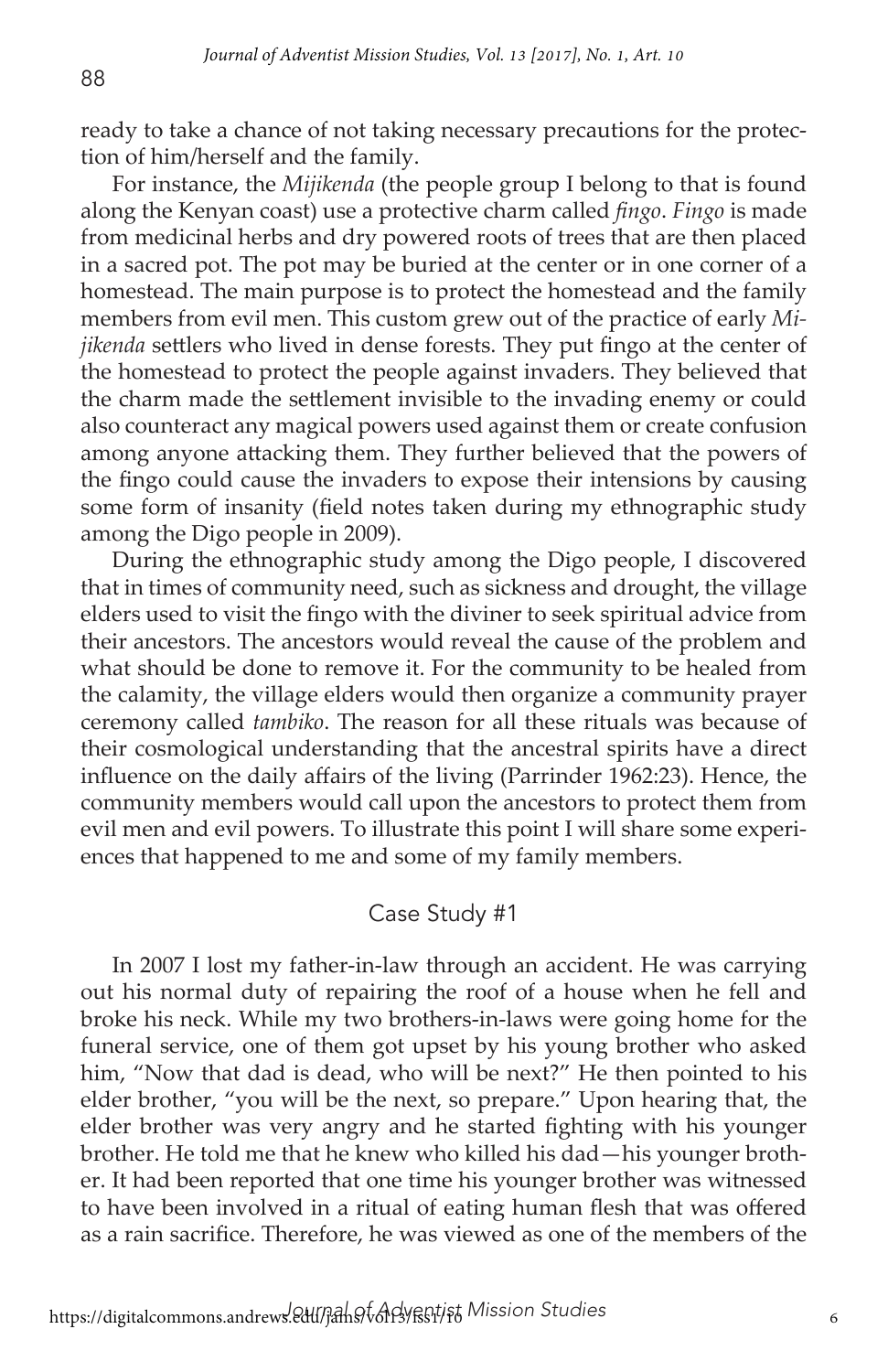ready to take a chance of not taking necessary precautions for the protection of him/herself and the family.

For instance, the *Mijikenda* (the people group I belong to that is found along the Kenyan coast) use a protective charm called *fingo*. *Fingo* is made from medicinal herbs and dry powered roots of trees that are then placed in a sacred pot. The pot may be buried at the center or in one corner of a homestead. The main purpose is to protect the homestead and the family members from evil men. This custom grew out of the practice of early *Mijikenda* settlers who lived in dense forests. They put fingo at the center of the homestead to protect the people against invaders. They believed that the charm made the settlement invisible to the invading enemy or could also counteract any magical powers used against them or create confusion among anyone attacking them. They further believed that the powers of the fingo could cause the invaders to expose their intensions by causing some form of insanity (field notes taken during my ethnographic study among the Digo people in 2009).

During the ethnographic study among the Digo people, I discovered that in times of community need, such as sickness and drought, the village elders used to visit the fingo with the diviner to seek spiritual advice from their ancestors. The ancestors would reveal the cause of the problem and what should be done to remove it. For the community to be healed from the calamity, the village elders would then organize a community prayer ceremony called *tambiko*. The reason for all these rituals was because of their cosmological understanding that the ancestral spirits have a direct influence on the daily affairs of the living (Parrinder 1962:23). Hence, the community members would call upon the ancestors to protect them from evil men and evil powers. To illustrate this point I will share some experiences that happened to me and some of my family members.

## Case Study #1

In 2007 I lost my father-in-law through an accident. He was carrying out his normal duty of repairing the roof of a house when he fell and broke his neck. While my two brothers-in-laws were going home for the funeral service, one of them got upset by his young brother who asked him, "Now that dad is dead, who will be next?" He then pointed to his elder brother, "you will be the next, so prepare." Upon hearing that, the elder brother was very angry and he started fighting with his younger brother. He told me that he knew who killed his dad—his younger brother. It had been reported that one time his younger brother was witnessed to have been involved in a ritual of eating human flesh that was offered as a rain sacrifice. Therefore, he was viewed as one of the members of the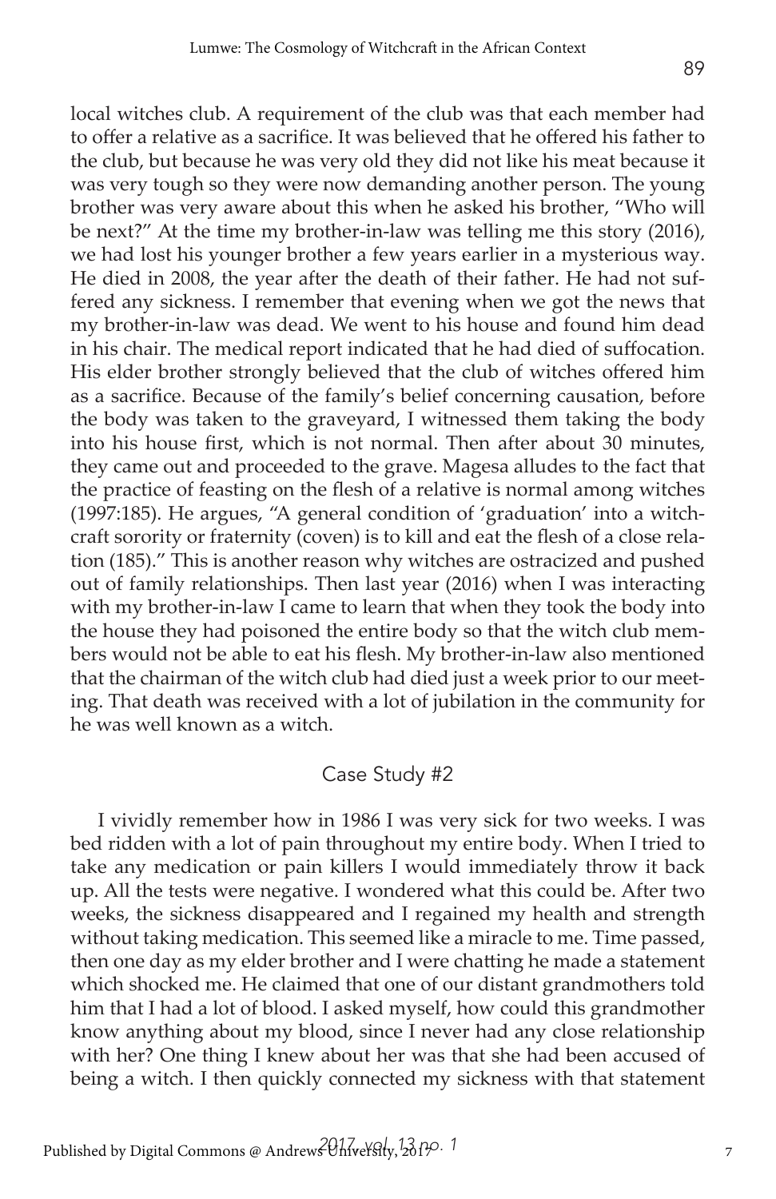local witches club. A requirement of the club was that each member had to offer a relative as a sacrifice. It was believed that he offered his father to the club, but because he was very old they did not like his meat because it was very tough so they were now demanding another person. The young brother was very aware about this when he asked his brother, "Who will be next?" At the time my brother-in-law was telling me this story (2016), we had lost his younger brother a few years earlier in a mysterious way. He died in 2008, the year after the death of their father. He had not suffered any sickness. I remember that evening when we got the news that my brother-in-law was dead. We went to his house and found him dead in his chair. The medical report indicated that he had died of suffocation. His elder brother strongly believed that the club of witches offered him as a sacrifice. Because of the family's belief concerning causation, before the body was taken to the graveyard, I witnessed them taking the body into his house first, which is not normal. Then after about 30 minutes, they came out and proceeded to the grave. Magesa alludes to the fact that the practice of feasting on the flesh of a relative is normal among witches (1997:185). He argues, "A general condition of 'graduation' into a witchcraft sorority or fraternity (coven) is to kill and eat the flesh of a close relation (185)." This is another reason why witches are ostracized and pushed out of family relationships. Then last year (2016) when I was interacting with my brother-in-law I came to learn that when they took the body into the house they had poisoned the entire body so that the witch club members would not be able to eat his flesh. My brother-in-law also mentioned that the chairman of the witch club had died just a week prior to our meeting. That death was received with a lot of jubilation in the community for he was well known as a witch.

## Case Study #2

I vividly remember how in 1986 I was very sick for two weeks. I was bed ridden with a lot of pain throughout my entire body. When I tried to take any medication or pain killers I would immediately throw it back up. All the tests were negative. I wondered what this could be. After two weeks, the sickness disappeared and I regained my health and strength without taking medication. This seemed like a miracle to me. Time passed, then one day as my elder brother and I were chatting he made a statement which shocked me. He claimed that one of our distant grandmothers told him that I had a lot of blood. I asked myself, how could this grandmother know anything about my blood, since I never had any close relationship with her? One thing I knew about her was that she had been accused of being a witch. I then quickly connected my sickness with that statement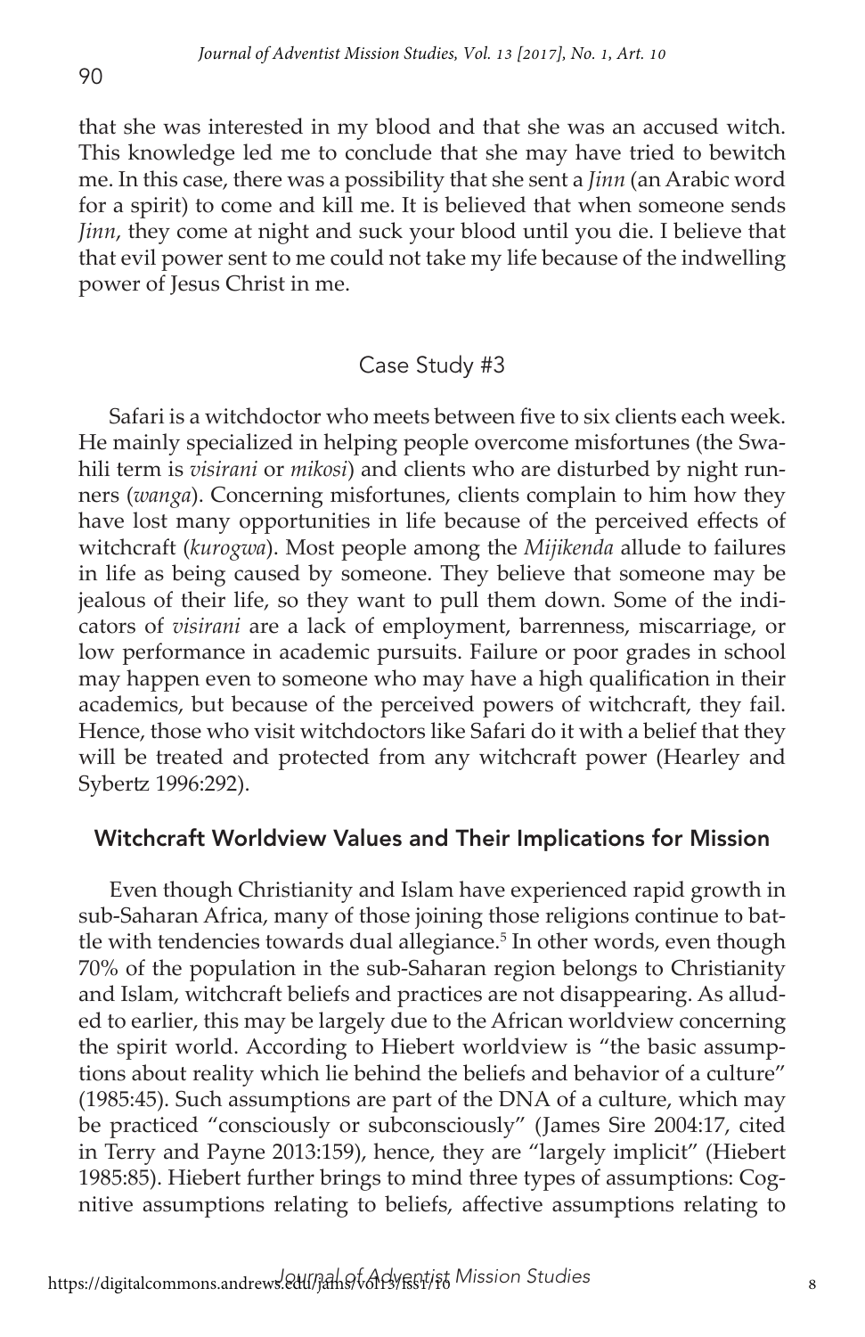that she was interested in my blood and that she was an accused witch. This knowledge led me to conclude that she may have tried to bewitch me. In this case, there was a possibility that she sent a *Jinn* (an Arabic word for a spirit) to come and kill me. It is believed that when someone sends *Jinn*, they come at night and suck your blood until you die. I believe that that evil power sent to me could not take my life because of the indwelling power of Jesus Christ in me.

### Case Study #3

Safari is a witchdoctor who meets between five to six clients each week. He mainly specialized in helping people overcome misfortunes (the Swahili term is *visirani* or *mikosi*) and clients who are disturbed by night runners (*wanga*). Concerning misfortunes, clients complain to him how they have lost many opportunities in life because of the perceived effects of witchcraft (*kurogwa*). Most people among the *Mijikenda* allude to failures in life as being caused by someone. They believe that someone may be jealous of their life, so they want to pull them down. Some of the indicators of *visirani* are a lack of employment, barrenness, miscarriage, or low performance in academic pursuits. Failure or poor grades in school may happen even to someone who may have a high qualification in their academics, but because of the perceived powers of witchcraft, they fail. Hence, those who visit witchdoctors like Safari do it with a belief that they will be treated and protected from any witchcraft power (Hearley and Sybertz 1996:292).

## Witchcraft Worldview Values and Their Implications for Mission

Even though Christianity and Islam have experienced rapid growth in sub-Saharan Africa, many of those joining those religions continue to battle with tendencies towards dual allegiance.[5] In other words, even though 70% of the population in the sub-Saharan region belongs to Christianity and Islam, witchcraft beliefs and practices are not disappearing. As alluded to earlier, this may be largely due to the African worldview concerning the spirit world. According to Hiebert worldview is "the basic assumptions about reality which lie behind the beliefs and behavior of a culture" (1985:45). Such assumptions are part of the DNA of a culture, which may be practiced "consciously or subconsciously" (James Sire 2004:17, cited in Terry and Payne 2013:159), hence, they are "largely implicit" (Hiebert 1985:85). Hiebert further brings to mind three types of assumptions: Cognitive assumptions relating to beliefs, affective assumptions relating to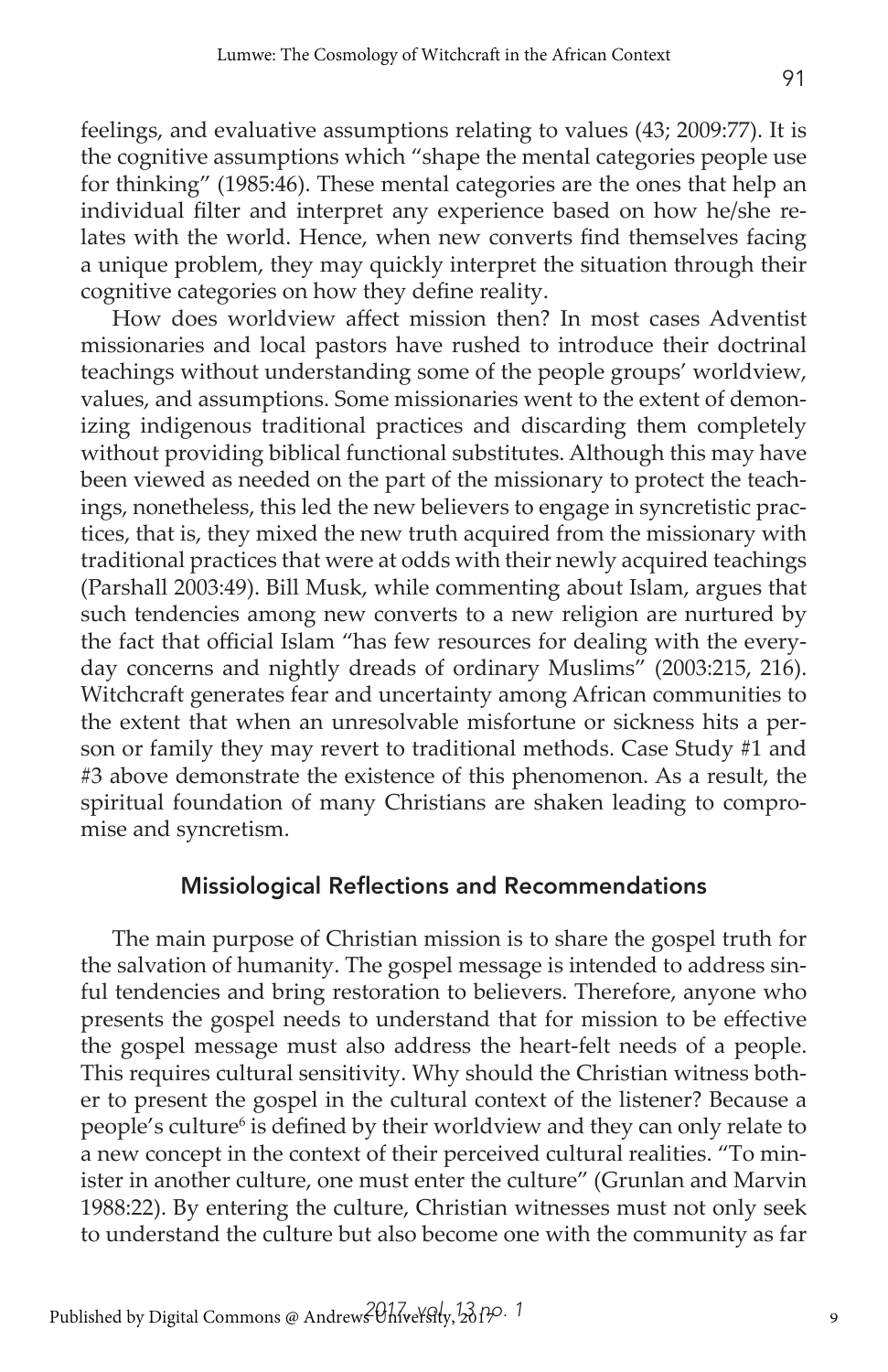feelings, and evaluative assumptions relating to values (43; 2009:77). It is the cognitive assumptions which "shape the mental categories people use for thinking" (1985:46). These mental categories are the ones that help an individual filter and interpret any experience based on how he/she relates with the world. Hence, when new converts find themselves facing a unique problem, they may quickly interpret the situation through their cognitive categories on how they define reality.

How does worldview affect mission then? In most cases Adventist missionaries and local pastors have rushed to introduce their doctrinal teachings without understanding some of the people groups' worldview, values, and assumptions. Some missionaries went to the extent of demonizing indigenous traditional practices and discarding them completely without providing biblical functional substitutes. Although this may have been viewed as needed on the part of the missionary to protect the teachings, nonetheless, this led the new believers to engage in syncretistic practices, that is, they mixed the new truth acquired from the missionary with traditional practices that were at odds with their newly acquired teachings (Parshall 2003:49). Bill Musk, while commenting about Islam, argues that such tendencies among new converts to a new religion are nurtured by the fact that official Islam "has few resources for dealing with the everyday concerns and nightly dreads of ordinary Muslims" (2003:215, 216). Witchcraft generates fear and uncertainty among African communities to the extent that when an unresolvable misfortune or sickness hits a person or family they may revert to traditional methods. Case Study #1 and #3 above demonstrate the existence of this phenomenon. As a result, the spiritual foundation of many Christians are shaken leading to compromise and syncretism.

## Missiological Reflections and Recommendations

The main purpose of Christian mission is to share the gospel truth for the salvation of humanity. The gospel message is intended to address sinful tendencies and bring restoration to believers. Therefore, anyone who presents the gospel needs to understand that for mission to be effective the gospel message must also address the heart-felt needs of a people. This requires cultural sensitivity. Why should the Christian witness bother to present the gospel in the cultural context of the listener? Because a people's culture[6] is defined by their worldview and they can only relate to a new concept in the context of their perceived cultural realities. "To minister in another culture, one must enter the culture" (Grunlan and Marvin 1988:22). By entering the culture, Christian witnesses must not only seek to understand the culture but also become one with the community as far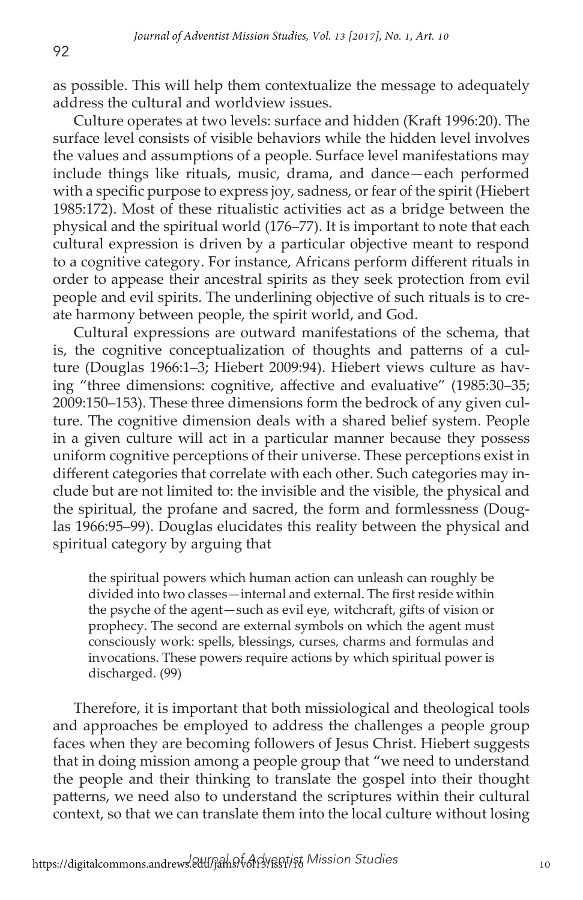as possible. This will help them contextualize the message to adequately address the cultural and worldview issues.

Culture operates at two levels: surface and hidden (Kraft 1996:20). The surface level consists of visible behaviors while the hidden level involves the values and assumptions of a people. Surface level manifestations may include things like rituals, music, drama, and dance—each performed with a specific purpose to express joy, sadness, or fear of the spirit (Hiebert 1985:172). Most of these ritualistic activities act as a bridge between the physical and the spiritual world (176–77). It is important to note that each cultural expression is driven by a particular objective meant to respond to a cognitive category. For instance, Africans perform different rituals in order to appease their ancestral spirits as they seek protection from evil people and evil spirits. The underlining objective of such rituals is to create harmony between people, the spirit world, and God.

Cultural expressions are outward manifestations of the schema, that is, the cognitive conceptualization of thoughts and patterns of a culture (Douglas 1966:1–3; Hiebert 2009:94). Hiebert views culture as having "three dimensions: cognitive, affective and evaluative" (1985:30–35; 2009:150–153). These three dimensions form the bedrock of any given culture. The cognitive dimension deals with a shared belief system. People in a given culture will act in a particular manner because they possess uniform cognitive perceptions of their universe. These perceptions exist in different categories that correlate with each other. Such categories may include but are not limited to: the invisible and the visible, the physical and the spiritual, the profane and sacred, the form and formlessness (Douglas 1966:95–99). Douglas elucidates this reality between the physical and spiritual category by arguing that

> the spiritual powers which human action can unleash can roughly be divided into two classes—internal and external. The first reside within the psyche of the agent—such as evil eye, witchcraft, gifts of vision or prophecy. The second are external symbols on which the agent must consciously work: spells, blessings, curses, charms and formulas and invocations. These powers require actions by which spiritual power is discharged. (99)

Therefore, it is important that both missiological and theological tools and approaches be employed to address the challenges a people group faces when they are becoming followers of Jesus Christ. Hiebert suggests that in doing mission among a people group that "we need to understand the people and their thinking to translate the gospel into their thought patterns, we need also to understand the scriptures within their cultural context, so that we can translate them into the local culture without losing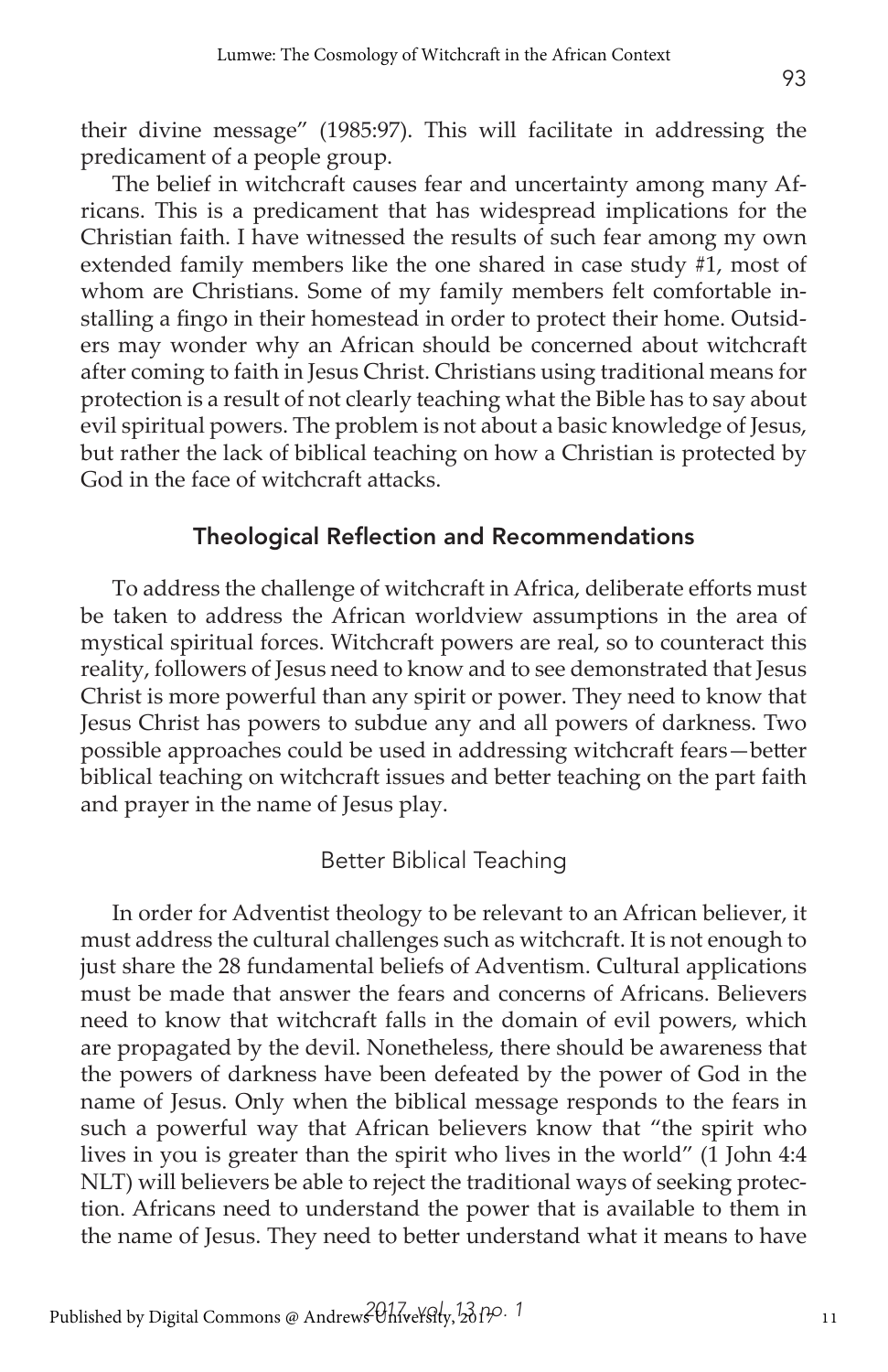their divine message" (1985:97). This will facilitate in addressing the predicament of a people group.

The belief in witchcraft causes fear and uncertainty among many Africans. This is a predicament that has widespread implications for the Christian faith. I have witnessed the results of such fear among my own extended family members like the one shared in case study #1, most of whom are Christians. Some of my family members felt comfortable installing a fingo in their homestead in order to protect their home. Outsiders may wonder why an African should be concerned about witchcraft after coming to faith in Jesus Christ. Christians using traditional means for protection is a result of not clearly teaching what the Bible has to say about evil spiritual powers. The problem is not about a basic knowledge of Jesus, but rather the lack of biblical teaching on how a Christian is protected by God in the face of witchcraft attacks.

## Theological Reflection and Recommendations

To address the challenge of witchcraft in Africa, deliberate efforts must be taken to address the African worldview assumptions in the area of mystical spiritual forces. Witchcraft powers are real, so to counteract this reality, followers of Jesus need to know and to see demonstrated that Jesus Christ is more powerful than any spirit or power. They need to know that Jesus Christ has powers to subdue any and all powers of darkness. Two possible approaches could be used in addressing witchcraft fears—better biblical teaching on witchcraft issues and better teaching on the part faith and prayer in the name of Jesus play.

### Better Biblical Teaching

In order for Adventist theology to be relevant to an African believer, it must address the cultural challenges such as witchcraft. It is not enough to just share the 28 fundamental beliefs of Adventism. Cultural applications must be made that answer the fears and concerns of Africans. Believers need to know that witchcraft falls in the domain of evil powers, which are propagated by the devil. Nonetheless, there should be awareness that the powers of darkness have been defeated by the power of God in the name of Jesus. Only when the biblical message responds to the fears in such a powerful way that African believers know that "the spirit who lives in you is greater than the spirit who lives in the world" (1 John 4:4 NLT) will believers be able to reject the traditional ways of seeking protection. Africans need to understand the power that is available to them in the name of Jesus. They need to better understand what it means to have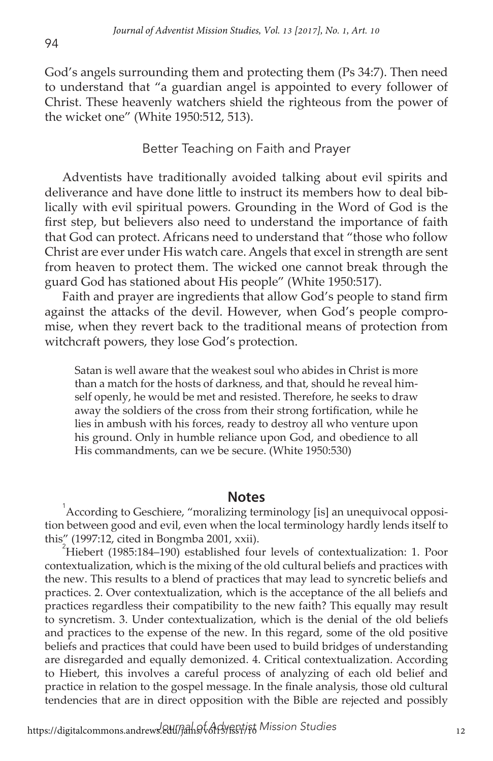God's angels surrounding them and protecting them (Ps 34:7). Then need to understand that "a guardian angel is appointed to every follower of Christ. These heavenly watchers shield the righteous from the power of the wicket one" (White 1950:512, 513).

## Better Teaching on Faith and Prayer

Adventists have traditionally avoided talking about evil spirits and deliverance and have done little to instruct its members how to deal biblically with evil spiritual powers. Grounding in the Word of God is the first step, but believers also need to understand the importance of faith that God can protect. Africans need to understand that "those who follow Christ are ever under His watch care. Angels that excel in strength are sent from heaven to protect them. The wicked one cannot break through the guard God has stationed about His people" (White 1950:517).

Faith and prayer are ingredients that allow God's people to stand firm against the attacks of the devil. However, when God's people compromise, when they revert back to the traditional means of protection from witchcraft powers, they lose God's protection.

> Satan is well aware that the weakest soul who abides in Christ is more than a match for the hosts of darkness, and that, should he reveal himself openly, he would be met and resisted. Therefore, he seeks to draw away the soldiers of the cross from their strong fortification, while he lies in ambush with his forces, ready to destroy all who venture upon his ground. Only in humble reliance upon God, and obedience to all His commandments, can we be secure. (White 1950:530)

## Notes

[1]According to Geschiere, "moralizing terminology [is] an unequivocal opposition between good and evil, even when the local terminology hardly lends itself to this" (1997:12, cited in Bongmba 2001, xxii).

[2]Hiebert (1985:184–190) established four levels of contextualization: 1. Poor contextualization, which is the mixing of the old cultural beliefs and practices with the new. This results to a blend of practices that may lead to syncretic beliefs and practices. 2. Over contextualization, which is the acceptance of the all beliefs and practices regardless their compatibility to the new faith? This equally may result to syncretism. 3. Under contextualization, which is the denial of the old beliefs and practices to the expense of the new. In this regard, some of the old positive beliefs and practices that could have been used to build bridges of understanding are disregarded and equally demonized. 4. Critical contextualization. According to Hiebert, this involves a careful process of analyzing of each old belief and practice in relation to the gospel message. In the finale analysis, those old cultural tendencies that are in direct opposition with the Bible are rejected and possibly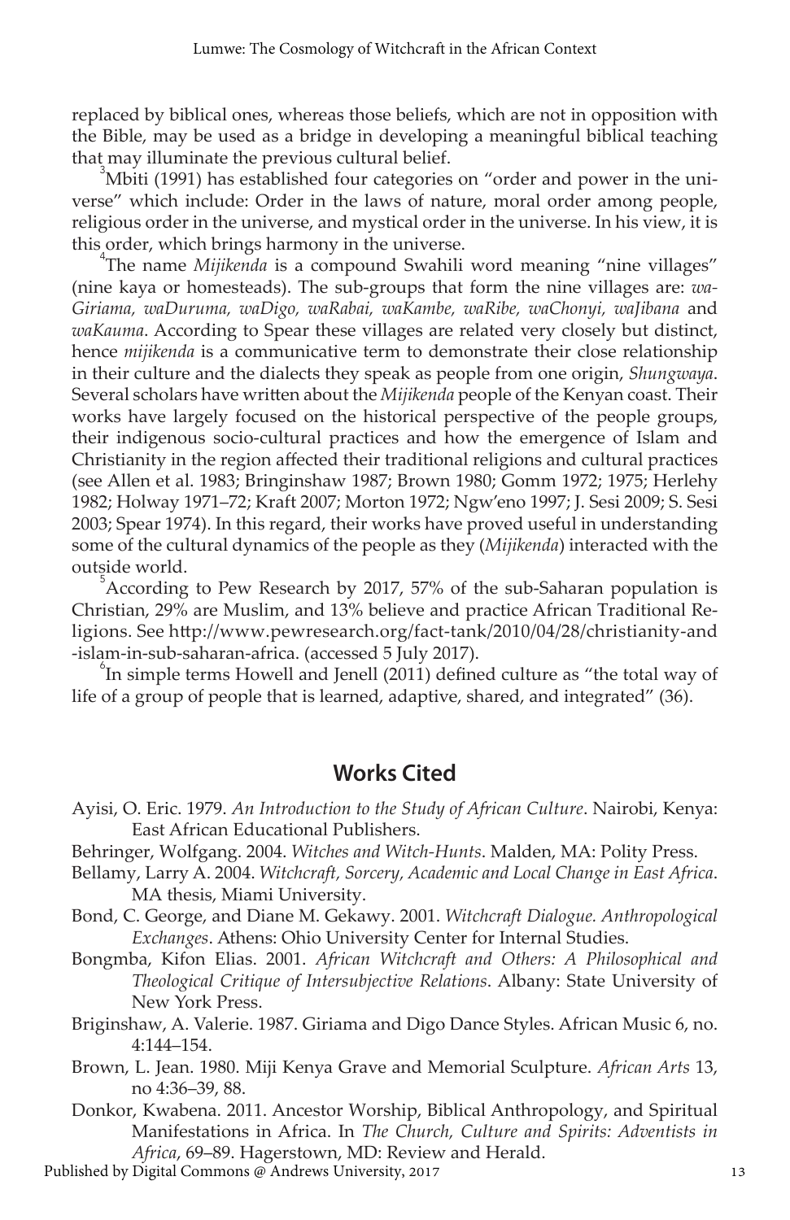replaced by biblical ones, whereas those beliefs, which are not in opposition with the Bible, may be used as a bridge in developing a meaningful biblical teaching that may illuminate the previous cultural belief.

[3]Mbiti (1991) has established four categories on "order and power in the universe" which include: Order in the laws of nature, moral order among people, religious order in the universe, and mystical order in the universe. In his view, it is this order, which brings harmony in the universe.

[4]The name *Mijikenda* is a compound Swahili word meaning "nine villages" (nine kaya or homesteads). The sub-groups that form the nine villages are: *wa-Giriama, waDuruma, waDigo, waRabai, waKambe, waRibe, waChonyi, waJibana* and *waKauma*. According to Spear these villages are related very closely but distinct, hence *mijikenda* is a communicative term to demonstrate their close relationship in their culture and the dialects they speak as people from one origin, *Shungwaya*. Several scholars have written about the *Mijikenda* people of the Kenyan coast. Their works have largely focused on the historical perspective of the people groups, their indigenous socio-cultural practices and how the emergence of Islam and Christianity in the region affected their traditional religions and cultural practices (see Allen et al. 1983; Bringinshaw 1987; Brown 1980; Gomm 1972; 1975; Herlehy 1982; Holway 1971–72; Kraft 2007; Morton 1972; Ngw'eno 1997; J. Sesi 2009; S. Sesi 2003; Spear 1974). In this regard, their works have proved useful in understanding some of the cultural dynamics of the people as they (*Mijikenda*) interacted with the outside world.

[5]According to Pew Research by 2017, 57% of the sub-Saharan population is Christian, 29% are Muslim, and 13% believe and practice African Traditional Religions. See http://www.pewresearch.org/fact-tank/2010/04/28/christianity-and-islam-in-sub-saharan-africa. (accessed 5 July 2017).

[6]In simple terms Howell and Jenell (2011) defined culture as "the total way of life of a group of people that is learned, adaptive, shared, and integrated" (36).

## Works Cited

Ayisi, O. Eric. 1979. *An Introduction to the Study of African Culture*. Nairobi, Kenya: East African Educational Publishers.

Behringer, Wolfgang. 2004. *Witches and Witch-Hunts*. Malden, MA: Polity Press.

Bellamy, Larry A. 2004. *Witchcraft, Sorcery, Academic and Local Change in East Africa*. MA thesis, Miami University.

Bond, C. George, and Diane M. Gekawy. 2001. *Witchcraft Dialogue. Anthropological Exchanges*. Athens: Ohio University Center for Internal Studies.

Bongmba, Kifon Elias. 2001. *African Witchcraft and Others: A Philosophical and Theological Critique of Intersubjective Relations*. Albany: State University of New York Press.

Briginshaw, A. Valerie. 1987. Giriama and Digo Dance Styles. African Music 6, no. 4:144–154.

Brown, L. Jean. 1980. Miji Kenya Grave and Memorial Sculpture. *African Arts* 13, no 4:36–39, 88.

Donkor, Kwabena. 2011. Ancestor Worship, Biblical Anthropology, and Spiritual Manifestations in Africa. In *The Church, Culture and Spirits: Adventists in Africa*, 69–89. Hagerstown, MD: Review and Herald.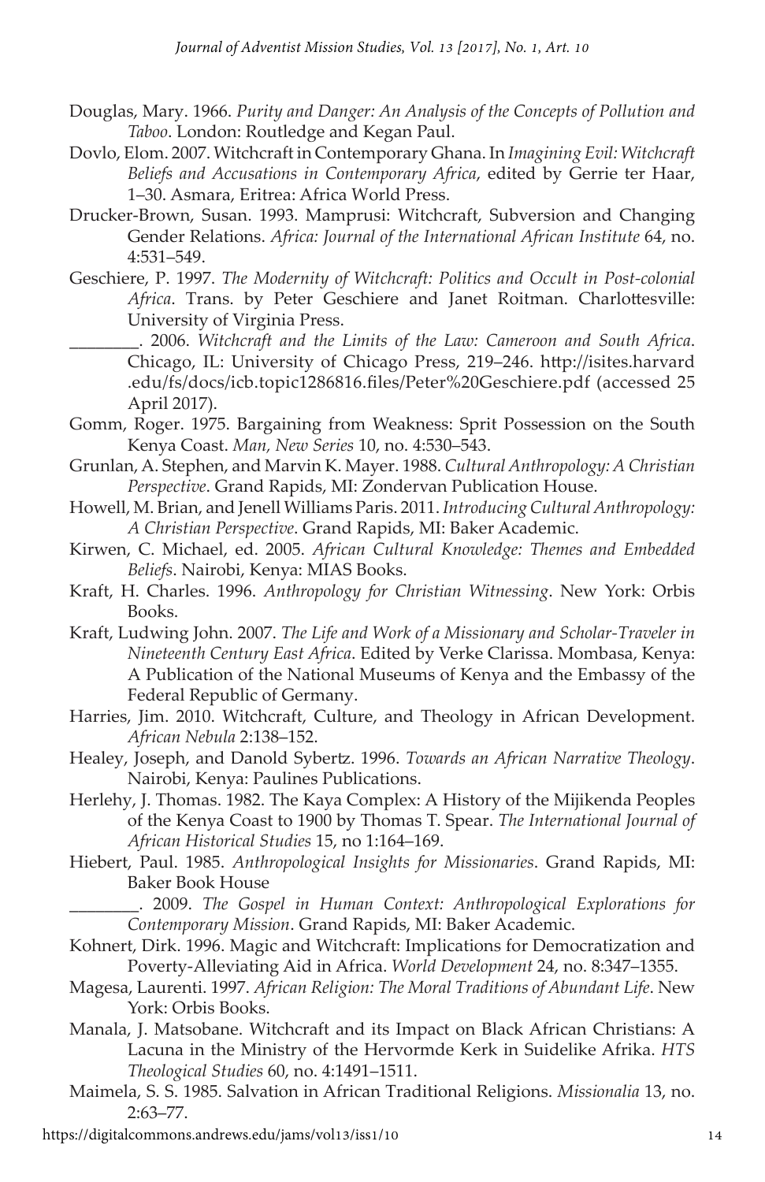Douglas, Mary. 1966. *Purity and Danger: An Analysis of the Concepts of Pollution and Taboo*. London: Routledge and Kegan Paul.

Dovlo, Elom. 2007. Witchcraft in Contemporary Ghana. In *Imagining Evil: Witchcraft Beliefs and Accusations in Contemporary Africa*, edited by Gerrie ter Haar, 1–30. Asmara, Eritrea: Africa World Press.

Drucker-Brown, Susan. 1993. Mamprusi: Witchcraft, Subversion and Changing Gender Relations. *Africa: Journal of the International African Institute* 64, no. 4:531–549.

Geschiere, P. 1997. *The Modernity of Witchcraft: Politics and Occult in Post-colonial Africa*. Trans. by Peter Geschiere and Janet Roitman. Charlottesville: University of Virginia Press.

________. 2006. *Witchcraft and the Limits of the Law: Cameroon and South Africa*. Chicago, IL: University of Chicago Press, 219–246. http://isites.harvard.edu/fs/docs/icb.topic1286816.files/Peter%20Geschiere.pdf (accessed 25 April 2017).

Gomm, Roger. 1975. Bargaining from Weakness: Sprit Possession on the South Kenya Coast. *Man, New Series* 10, no. 4:530–543.

Grunlan, A. Stephen, and Marvin K. Mayer. 1988. *Cultural Anthropology: A Christian Perspective*. Grand Rapids, MI: Zondervan Publication House.

Howell, M. Brian, and Jenell Williams Paris. 2011. *Introducing Cultural Anthropology: A Christian Perspective*. Grand Rapids, MI: Baker Academic.

Kirwen, C. Michael, ed. 2005. *African Cultural Knowledge: Themes and Embedded Beliefs*. Nairobi, Kenya: MIAS Books.

Kraft, H. Charles. 1996. *Anthropology for Christian Witnessing*. New York: Orbis Books.

Kraft, Ludwing John. 2007. *The Life and Work of a Missionary and Scholar-Traveler in Nineteenth Century East Africa*. Edited by Verke Clarissa. Mombasa, Kenya: A Publication of the National Museums of Kenya and the Embassy of the Federal Republic of Germany.

Harries, Jim. 2010. Witchcraft, Culture, and Theology in African Development. *African Nebula* 2:138–152.

Healey, Joseph, and Danold Sybertz. 1996. *Towards an African Narrative Theology*. Nairobi, Kenya: Paulines Publications.

Herlehy, J. Thomas. 1982. The Kaya Complex: A History of the Mijikenda Peoples of the Kenya Coast to 1900 by Thomas T. Spear. *The International Journal of African Historical Studies* 15, no 1:164–169.

Hiebert, Paul. 1985. *Anthropological Insights for Missionaries*. Grand Rapids, MI: Baker Book House

________. 2009. *The Gospel in Human Context: Anthropological Explorations for Contemporary Mission*. Grand Rapids, MI: Baker Academic.

Kohnert, Dirk. 1996. Magic and Witchcraft: Implications for Democratization and Poverty-Alleviating Aid in Africa. *World Development* 24, no. 8:347–1355.

Magesa, Laurenti. 1997. *African Religion: The Moral Traditions of Abundant Life*. New York: Orbis Books.

Manala, J. Matsobane. Witchcraft and its Impact on Black African Christians: A Lacuna in the Ministry of the Hervormde Kerk in Suidelike Afrika. *HTS Theological Studies* 60, no. 4:1491–1511.

Maimela, S. S. 1985. Salvation in African Traditional Religions. *Missionalia* 13, no. 2:63–77.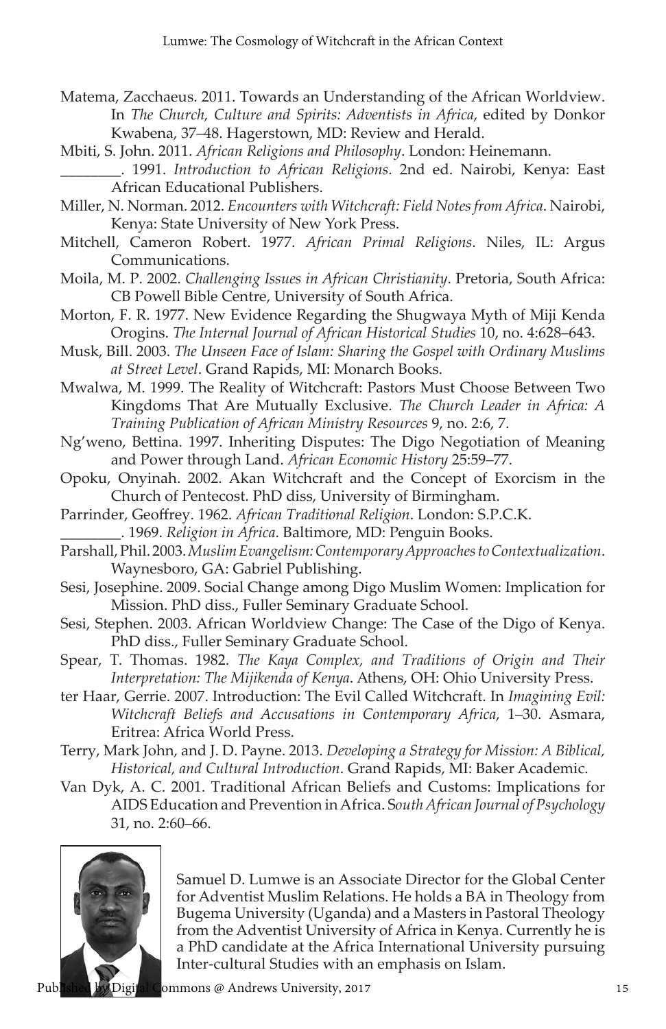Matema, Zacchaeus. 2011. Towards an Understanding of the African Worldview. In *The Church, Culture and Spirits: Adventists in Africa*, edited by Donkor Kwabena, 37–48. Hagerstown, MD: Review and Herald.

Mbiti, S. John. 2011. *African Religions and Philosophy*. London: Heinemann.

________. 1991. *Introduction to African Religions*. 2nd ed. Nairobi, Kenya: East African Educational Publishers.

Miller, N. Norman. 2012. *Encounters with Witchcraft: Field Notes from Africa*. Nairobi, Kenya: State University of New York Press.

Mitchell, Cameron Robert. 1977. *African Primal Religions*. Niles, IL: Argus Communications.

Moila, M. P. 2002. *Challenging Issues in African Christianity*. Pretoria, South Africa: CB Powell Bible Centre, University of South Africa.

Morton, F. R. 1977. New Evidence Regarding the Shugwaya Myth of Miji Kenda Orogins. *The Internal Journal of African Historical Studies* 10, no. 4:628–643.

Musk, Bill. 2003. *The Unseen Face of Islam: Sharing the Gospel with Ordinary Muslims at Street Level*. Grand Rapids, MI: Monarch Books.

Mwalwa, M. 1999. The Reality of Witchcraft: Pastors Must Choose Between Two Kingdoms That Are Mutually Exclusive. *The Church Leader in Africa: A Training Publication of African Ministry Resources* 9, no. 2:6, 7.

Ng'weno, Bettina. 1997. Inheriting Disputes: The Digo Negotiation of Meaning and Power through Land. *African Economic History* 25:59–77.

Opoku, Onyinah. 2002. Akan Witchcraft and the Concept of Exorcism in the Church of Pentecost. PhD diss, University of Birmingham.

Parrinder, Geoffrey. 1962. *African Traditional Religion*. London: S.P.C.K.

________. 1969. *Religion in Africa*. Baltimore, MD: Penguin Books.

Parshall, Phil. 2003. *Muslim Evangelism: Contemporary Approaches to Contextualization*. Waynesboro, GA: Gabriel Publishing.

Sesi, Josephine. 2009. Social Change among Digo Muslim Women: Implication for Mission. PhD diss., Fuller Seminary Graduate School.

Sesi, Stephen. 2003. African Worldview Change: The Case of the Digo of Kenya. PhD diss., Fuller Seminary Graduate School.

Spear, T. Thomas. 1982. *The Kaya Complex, and Traditions of Origin and Their Interpretation: The Mijikenda of Kenya*. Athens, OH: Ohio University Press.

ter Haar, Gerrie. 2007. Introduction: The Evil Called Witchcraft. In *Imagining Evil: Witchcraft Beliefs and Accusations in Contemporary Africa*, 1–30. Asmara, Eritrea: Africa World Press.

Terry, Mark John, and J. D. Payne. 2013. *Developing a Strategy for Mission: A Biblical, Historical, and Cultural Introduction*. Grand Rapids, MI: Baker Academic.

Van Dyk, A. C. 2001. Traditional African Beliefs and Customs: Implications for AIDS Education and Prevention in Africa. S*outh African Journal of Psychology* 31, no. 2:60–66.

Samuel D. Lumwe is an Associate Director for the Global Center for Adventist Muslim Relations. He holds a BA in Theology from Bugema University (Uganda) and a Masters in Pastoral Theology from the Adventist University of Africa in Kenya. Currently he is a PhD candidate at the Africa International University pursuing Inter-cultural Studies with an emphasis on Islam.